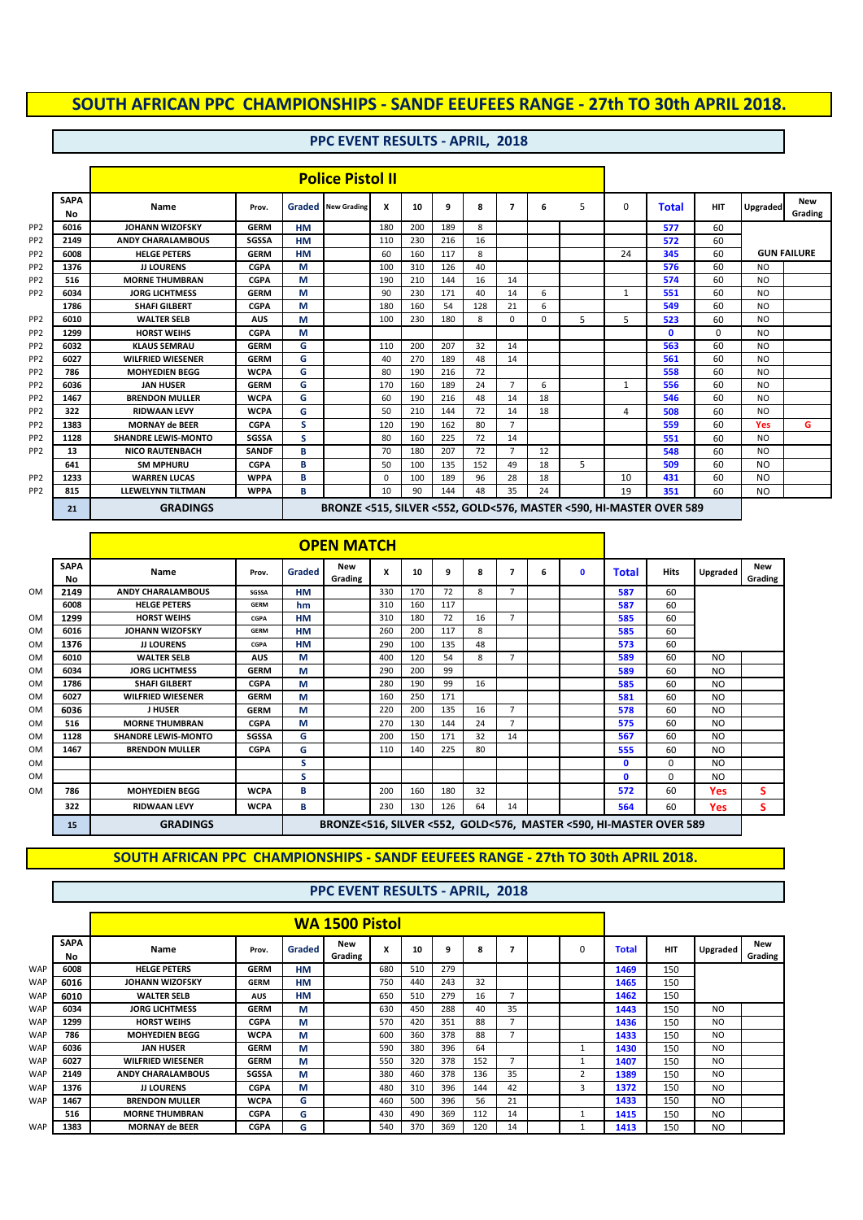# SOUTH AFRICAN PPC CHAMPIONSHIPS - SANDF EEUFEES RANGE - 27th TO 30th APRIL 2018.

## PPC EVENT RESULTS - APRIL, 2018

### Police Pistol II

| | SAPA No | Name | Prov. | Graded | New Grading | X | 10 | 9 | 8 | 7 | 6 | 5 | 0 | Total | HIT | Upgraded | New Grading |
|---|---|---|---|---|---|---|---|---|---|---|---|---|---|---|---|---|---|
| PP2 | 6016 | JOHANN WIZOFSKY | GERM | HM | | 180 | 200 | 189 | 8 | | | | | 577 | 60 | | |
| PP2 | 2149 | ANDY CHARALAMBOUS | SGSSA | HM | | 110 | 230 | 216 | 16 | | | | | 572 | 60 | | |
| PP2 | 6008 | HELGE PETERS | GERM | HM | | 60 | 160 | 117 | 8 | | | | 24 | 345 | 60 | GUN FAILURE | |
| PP2 | 1376 | JJ LOURENS | CGPA | M | | 100 | 310 | 126 | 40 | | | | | 576 | 60 | NO | |
| PP2 | 516 | MORNE THUMBRAN | CGPA | M | | 190 | 210 | 144 | 16 | 14 | | | | 574 | 60 | NO | |
| PP2 | 6034 | JORG LICHTMESS | GERM | M | | 90 | 230 | 171 | 40 | 14 | 6 | | 1 | 551 | 60 | NO | |
| | 1786 | SHAFI GILBERT | CGPA | M | | 180 | 160 | 54 | 128 | 21 | 6 | | | 549 | 60 | NO | |
| PP2 | 6010 | WALTER SELB | AUS | M | | 100 | 230 | 180 | 8 | 0 | 0 | 5 | 5 | 523 | 60 | NO | |
| PP2 | 1299 | HORST WEIHS | CGPA | M | | | | | | | | | | 0 | 0 | NO | |
| PP2 | 6032 | KLAUS SEMRAU | GERM | G | | 110 | 200 | 207 | 32 | 14 | | | | 563 | 60 | NO | |
| PP2 | 6027 | WILFRIED WIESENER | GERM | G | | 40 | 270 | 189 | 48 | 14 | | | | 561 | 60 | NO | |
| PP2 | 786 | MOHYEDIEN BEGG | WCPA | G | | 80 | 190 | 216 | 72 | | | | | 558 | 60 | NO | |
| PP2 | 6036 | JAN HUSER | GERM | G | | 170 | 160 | 189 | 24 | 7 | 6 | | 1 | 556 | 60 | NO | |
| PP2 | 1467 | BRENDON MULLER | WCPA | G | | 60 | 190 | 216 | 48 | 14 | 18 | | | 546 | 60 | NO | |
| PP2 | 322 | RIDWAAN LEVY | WCPA | G | | 50 | 210 | 144 | 72 | 14 | 18 | | 4 | 508 | 60 | NO | |
| PP2 | 1383 | MORNAY de BEER | CGPA | S | | 120 | 190 | 162 | 80 | 7 | | | | 559 | 60 | Yes | G |
| PP2 | 1128 | SHANDRE LEWIS-MONTO | SGSSA | S | | 80 | 160 | 225 | 72 | 14 | | | | 551 | 60 | NO | |
| PP2 | 13 | NICO RAUTENBACH | SANDF | B | | 70 | 180 | 207 | 72 | 7 | 12 | | | 548 | 60 | NO | |
| | 641 | SM MPHURU | CGPA | B | | 50 | 100 | 135 | 152 | 49 | 18 | 5 | | 509 | 60 | NO | |
| PP2 | 1233 | WARREN LUCAS | WPPA | B | | 0 | 100 | 189 | 96 | 28 | 18 | | 10 | 431 | 60 | NO | |
| PP2 | 815 | LLEWELYN TILTMAN | WPPA | B | | 10 | 90 | 144 | 48 | 35 | 24 | | 19 | 351 | 60 | NO | |
| | 21 | GRADINGS | | BRONZE <515, SILVER <552, GOLD<576, MASTER <590, HI-MASTER OVER 589 | | | | | | | | | | | | | |

### OPEN MATCH

| | SAPA No | Name | Prov. | Graded | New Grading | X | 10 | 9 | 8 | 7 | 6 | 0 | Total | Hits | Upgraded | New Grading |
|---|---|---|---|---|---|---|---|---|---|---|---|---|---|---|---|---|
| OM | 2149 | ANDY CHARALAMBOUS | SGSSA | HM | | 330 | 170 | 72 | 8 | 7 | | | 587 | 60 | | |
| | 6008 | HELGE PETERS | GERM | hm | | 310 | 160 | 117 | | | | | 587 | 60 | | |
| OM | 1299 | HORST WEIHS | CGPA | HM | | 310 | 180 | 72 | 16 | 7 | | | 585 | 60 | | |
| OM | 6016 | JOHANN WIZOFSKY | GERM | HM | | 260 | 200 | 117 | 8 | | | | 585 | 60 | | |
| OM | 1376 | JJ LOURENS | CGPA | HM | | 290 | 100 | 135 | 48 | | | | 573 | 60 | | |
| OM | 6010 | WALTER SELB | AUS | M | | 400 | 120 | 54 | 8 | 7 | | | 589 | 60 | NO | |
| OM | 6034 | JORG LICHTMESS | GERM | M | | 290 | 200 | 99 | | | | | 589 | 60 | NO | |
| OM | 1786 | SHAFI GILBERT | CGPA | M | | 280 | 190 | 99 | 16 | | | | 585 | 60 | NO | |
| OM | 6027 | WILFRIED WIESENER | GERM | M | | 160 | 250 | 171 | | | | | 581 | 60 | NO | |
| OM | 6036 | J HUSER | GERM | M | | 220 | 200 | 135 | 16 | 7 | | | 578 | 60 | NO | |
| OM | 516 | MORNE THUMBRAN | CGPA | M | | 270 | 130 | 144 | 24 | 7 | | | 575 | 60 | NO | |
| OM | 1128 | SHANDRE LEWIS-MONTO | SGSSA | G | | 200 | 150 | 171 | 32 | 14 | | | 567 | 60 | NO | |
| OM | 1467 | BRENDON MULLER | CGPA | G | | 110 | 140 | 225 | 80 | | | | 555 | 60 | NO | |
| OM | | | | S | | | | | | | | | 0 | 0 | NO | |
| OM | | | | S | | | | | | | | | 0 | 0 | NO | |
| OM | 786 | MOHYEDIEN BEGG | WCPA | B | | 200 | 160 | 180 | 32 | | | | 572 | 60 | Yes | S |
| | 322 | RIDWAAN LEVY | WCPA | B | | 230 | 130 | 126 | 64 | 14 | | | 564 | 60 | Yes | S |
| | 15 | GRADINGS | | BRONZE<516, SILVER <552, GOLD<576, MASTER <590, HI-MASTER OVER 589 | | | | | | | | | | | | |

# SOUTH AFRICAN PPC CHAMPIONSHIPS - SANDF EEUFEES RANGE - 27th TO 30th APRIL 2018.

## PPC EVENT RESULTS - APRIL, 2018

### WA 1500 Pistol

| | SAPA No | Name | Prov. | Graded | New Grading | X | 10 | 9 | 8 | 7 | | 0 | Total | HIT | Upgraded | New Grading |
|---|---|---|---|---|---|---|---|---|---|---|---|---|---|---|---|---|
| WAP | 6008 | HELGE PETERS | GERM | HM | | 680 | 510 | 279 | | | | | 1469 | 150 | | |
| WAP | 6016 | JOHANN WIZOFSKY | GERM | HM | | 750 | 440 | 243 | 32 | | | | 1465 | 150 | | |
| WAP | 6010 | WALTER SELB | AUS | HM | | 650 | 510 | 279 | 16 | 7 | | | 1462 | 150 | | |
| WAP | 6034 | JORG LICHTMESS | GERM | M | | 630 | 450 | 288 | 40 | 35 | | | 1443 | 150 | NO | |
| WAP | 1299 | HORST WEIHS | CGPA | M | | 570 | 420 | 351 | 88 | 7 | | | 1436 | 150 | NO | |
| WAP | 786 | MOHYEDIEN BEGG | WCPA | M | | 600 | 360 | 378 | 88 | 7 | | | 1433 | 150 | NO | |
| WAP | 6036 | JAN HUSER | GERM | M | | 590 | 380 | 396 | 64 | | | 1 | 1430 | 150 | NO | |
| WAP | 6027 | WILFRIED WIESENER | GERM | M | | 550 | 320 | 378 | 152 | 7 | | 1 | 1407 | 150 | NO | |
| WAP | 2149 | ANDY CHARALAMBOUS | SGSSA | M | | 380 | 460 | 378 | 136 | 35 | | 2 | 1389 | 150 | NO | |
| WAP | 1376 | JJ LOURENS | CGPA | M | | 480 | 310 | 396 | 144 | 42 | | 3 | 1372 | 150 | NO | |
| WAP | 1467 | BRENDON MULLER | WCPA | G | | 460 | 500 | 396 | 56 | 21 | | | 1433 | 150 | NO | |
| | 516 | MORNE THUMBRAN | CGPA | G | | 430 | 490 | 369 | 112 | 14 | | 1 | 1415 | 150 | NO | |
| WAP | 1383 | MORNAY de BEER | CGPA | G | | 540 | 370 | 369 | 120 | 14 | | 1 | 1413 | 150 | NO | |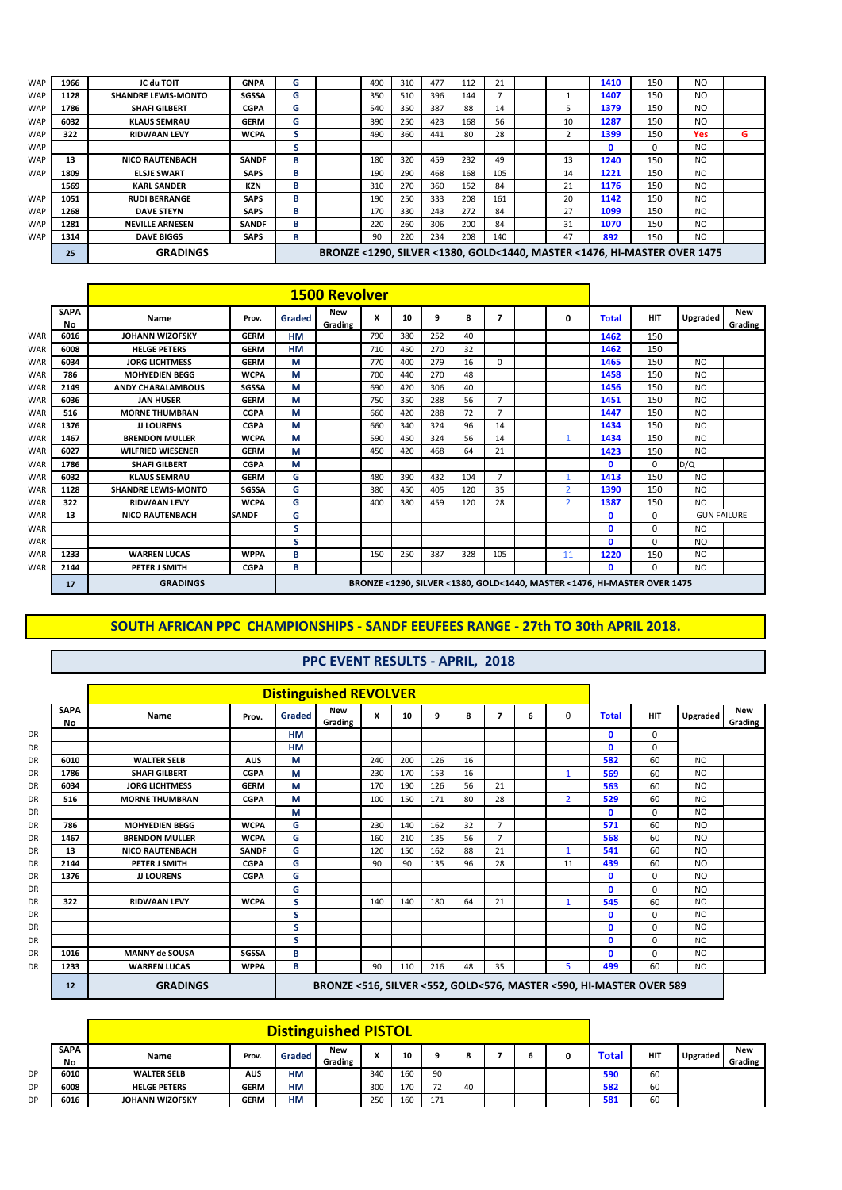| | | | | | | | | | | | | | | | | | |
|---|---|---|---|---|---|---|---|---|---|---|---|---|---|---|---|---|---|
| WAP | 1966 | JC du TOIT | GNPA | G | | 490 | 310 | 477 | 112 | 21 | | | 1410 | 150 | NO | |
| WAP | 1128 | SHANDRE LEWIS-MONTO | SGSSA | G | | 350 | 510 | 396 | 144 | 7 | | 1 | 1407 | 150 | NO | |
| WAP | 1786 | SHAFI GILBERT | CGPA | G | | 540 | 350 | 387 | 88 | 14 | | 5 | 1379 | 150 | NO | |
| WAP | 6032 | KLAUS SEMRAU | GERM | G | | 390 | 250 | 423 | 168 | 56 | | 10 | 1287 | 150 | NO | |
| WAP | 322 | RIDWAAN LEVY | WCPA | S | | 490 | 360 | 441 | 80 | 28 | | 2 | 1399 | 150 | Yes | G |
| WAP | | | | S | | | | | | | | | 0 | 0 | NO | |
| WAP | 13 | NICO RAUTENBACH | SANDF | B | | 180 | 320 | 459 | 232 | 49 | | 13 | 1240 | 150 | NO | |
| WAP | 1809 | ELSJE SWART | SAPS | B | | 190 | 290 | 468 | 168 | 105 | | 14 | 1221 | 150 | NO | |
| | 1569 | KARL SANDER | KZN | B | | 310 | 270 | 360 | 152 | 84 | | 21 | 1176 | 150 | NO | |
| WAP | 1051 | RUDI BERRANGE | SAPS | B | | 190 | 250 | 333 | 208 | 161 | | 20 | 1142 | 150 | NO | |
| WAP | 1268 | DAVE STEYN | SAPS | B | | 170 | 330 | 243 | 272 | 84 | | 27 | 1099 | 150 | NO | |
| WAP | 1281 | NEVILLE ARNESEN | SANDF | B | | 220 | 260 | 306 | 200 | 84 | | 31 | 1070 | 150 | NO | |
| WAP | 1314 | DAVE BIGGS | SAPS | B | | 90 | 220 | 234 | 208 | 140 | | 47 | 892 | 150 | NO | |
| | 25 | GRADINGS | | BRONZE <1290, SILVER <1380, GOLD<1440, MASTER <1476, HI-MASTER OVER 1475 | | | | | | | | | | | | |

## 1500 Revolver

| | SAPA No | Name | Prov. | Graded | New Grading | X | 10 | 9 | 8 | 7 | | 0 | Total | HIT | Upgraded | New Grading |
|---|---|---|---|---|---|---|---|---|---|---|---|---|---|---|---|---|
| WAR | 6016 | JOHANN WIZOFSKY | GERM | HM | | 790 | 380 | 252 | 40 | | | | 1462 | 150 | | |
| WAR | 6008 | HELGE PETERS | GERM | HM | | 710 | 450 | 270 | 32 | | | | 1462 | 150 | | |
| WAR | 6034 | JORG LICHTMESS | GERM | M | | 770 | 400 | 279 | 16 | 0 | | | 1465 | 150 | NO | |
| WAR | 786 | MOHYEDIEN BEGG | WCPA | M | | 700 | 440 | 270 | 48 | | | | 1458 | 150 | NO | |
| WAR | 2149 | ANDY CHARALAMBOUS | SGSSA | M | | 690 | 420 | 306 | 40 | | | | 1456 | 150 | NO | |
| WAR | 6036 | JAN HUSER | GERM | M | | 750 | 350 | 288 | 56 | 7 | | | 1451 | 150 | NO | |
| WAR | 516 | MORNE THUMBRAN | CGPA | M | | 660 | 420 | 288 | 72 | 7 | | | 1447 | 150 | NO | |
| WAR | 1376 | JJ LOURENS | CGPA | M | | 660 | 340 | 324 | 96 | 14 | | | 1434 | 150 | NO | |
| WAR | 1467 | BRENDON MULLER | WCPA | M | | 590 | 450 | 324 | 56 | 14 | | 1 | 1434 | 150 | NO | |
| WAR | 6027 | WILFRIED WIESENER | GERM | M | | 450 | 420 | 468 | 64 | 21 | | | 1423 | 150 | NO | |
| WAR | 1786 | SHAFI GILBERT | CGPA | M | | | | | | | | | 0 | 0 | D/Q | |
| WAR | 6032 | KLAUS SEMRAU | GERM | G | | 480 | 390 | 432 | 104 | 7 | | 1 | 1413 | 150 | NO | |
| WAR | 1128 | SHANDRE LEWIS-MONTO | SGSSA | G | | 380 | 450 | 405 | 120 | 35 | | 2 | 1390 | 150 | NO | |
| WAR | 322 | RIDWAAN LEVY | WCPA | G | | 400 | 380 | 459 | 120 | 28 | | 2 | 1387 | 150 | NO | |
| WAR | 13 | NICO RAUTENBACH | SANDF | G | | | | | | | | | 0 | 0 | GUN FAILURE | |
| WAR | | | | S | | | | | | | | | 0 | 0 | NO | |
| WAR | | | | S | | | | | | | | | 0 | 0 | NO | |
| WAR | 1233 | WARREN LUCAS | WPPA | B | | 150 | 250 | 387 | 328 | 105 | | 11 | 1220 | 150 | NO | |
| WAR | 2144 | PETER J SMITH | CGPA | B | | | | | | | | | 0 | 0 | NO | |
| | 17 | GRADINGS | | BRONZE <1290, SILVER <1380, GOLD<1440, MASTER <1476, HI-MASTER OVER 1475 | | | | | | | | | | | | |

## SOUTH AFRICAN PPC CHAMPIONSHIPS - SANDF EEUFEES RANGE - 27th TO 30th APRIL 2018.

## PPC EVENT RESULTS - APRIL, 2018

## Distinguished REVOLVER

| | SAPA No | Name | Prov. | Graded | New Grading | X | 10 | 9 | 8 | 7 | 6 | 0 | Total | HIT | Upgraded | New Grading |
|---|---|---|---|---|---|---|---|---|---|---|---|---|---|---|---|---|
| DR | | | | HM | | | | | | | | | 0 | 0 | | |
| DR | | | | HM | | | | | | | | | 0 | 0 | | |
| DR | 6010 | WALTER SELB | AUS | M | | 240 | 200 | 126 | 16 | | | | 582 | 60 | NO | |
| DR | 1786 | SHAFI GILBERT | CGPA | M | | 230 | 170 | 153 | 16 | | | 1 | 569 | 60 | NO | |
| DR | 6034 | JORG LICHTMESS | GERM | M | | 170 | 190 | 126 | 56 | 21 | | | 563 | 60 | NO | |
| DR | 516 | MORNE THUMBRAN | CGPA | M | | 100 | 150 | 171 | 80 | 28 | | 2 | 529 | 60 | NO | |
| DR | | | | M | | | | | | | | | 0 | 0 | NO | |
| DR | 786 | MOHYEDIEN BEGG | WCPA | G | | 230 | 140 | 162 | 32 | 7 | | | 571 | 60 | NO | |
| DR | 1467 | BRENDON MULLER | WCPA | G | | 160 | 210 | 135 | 56 | 7 | | | 568 | 60 | NO | |
| DR | 13 | NICO RAUTENBACH | SANDF | G | | 120 | 150 | 162 | 88 | 21 | | 1 | 541 | 60 | NO | |
| DR | 2144 | PETER J SMITH | CGPA | G | | 90 | 90 | 135 | 96 | 28 | | 11 | 439 | 60 | NO | |
| DR | 1376 | JJ LOURENS | CGPA | G | | | | | | | | | 0 | 0 | NO | |
| DR | | | | G | | | | | | | | | 0 | 0 | NO | |
| DR | 322 | RIDWAAN LEVY | WCPA | S | | 140 | 140 | 180 | 64 | 21 | | 1 | 545 | 60 | NO | |
| DR | | | | S | | | | | | | | | 0 | 0 | NO | |
| DR | | | | S | | | | | | | | | 0 | 0 | NO | |
| DR | | | | S | | | | | | | | | 0 | 0 | NO | |
| DR | 1016 | MANNY de SOUSA | SGSSA | B | | | | | | | | | 0 | 0 | NO | |
| DR | 1233 | WARREN LUCAS | WPPA | B | | 90 | 110 | 216 | 48 | 35 | | 5 | 499 | 60 | NO | |
| | 12 | GRADINGS | | BRONZE <516, SILVER <552, GOLD<576, MASTER <590, HI-MASTER OVER 589 | | | | | | | | | | | | |

## Distinguished PISTOL

| | SAPA No | Name | Prov. | Graded | New Grading | X | 10 | 9 | 8 | 7 | 6 | 0 | Total | HIT | Upgraded | New Grading |
|---|---|---|---|---|---|---|---|---|---|---|---|---|---|---|---|---|
| DP | 6010 | WALTER SELB | AUS | HM | | 340 | 160 | 90 | | | | | 590 | 60 | | |
| DP | 6008 | HELGE PETERS | GERM | HM | | 300 | 170 | 72 | 40 | | | | 582 | 60 | | |
| DP | 6016 | JOHANN WIZOFSKY | GERM | HM | | 250 | 160 | 171 | | | | | 581 | 60 | | |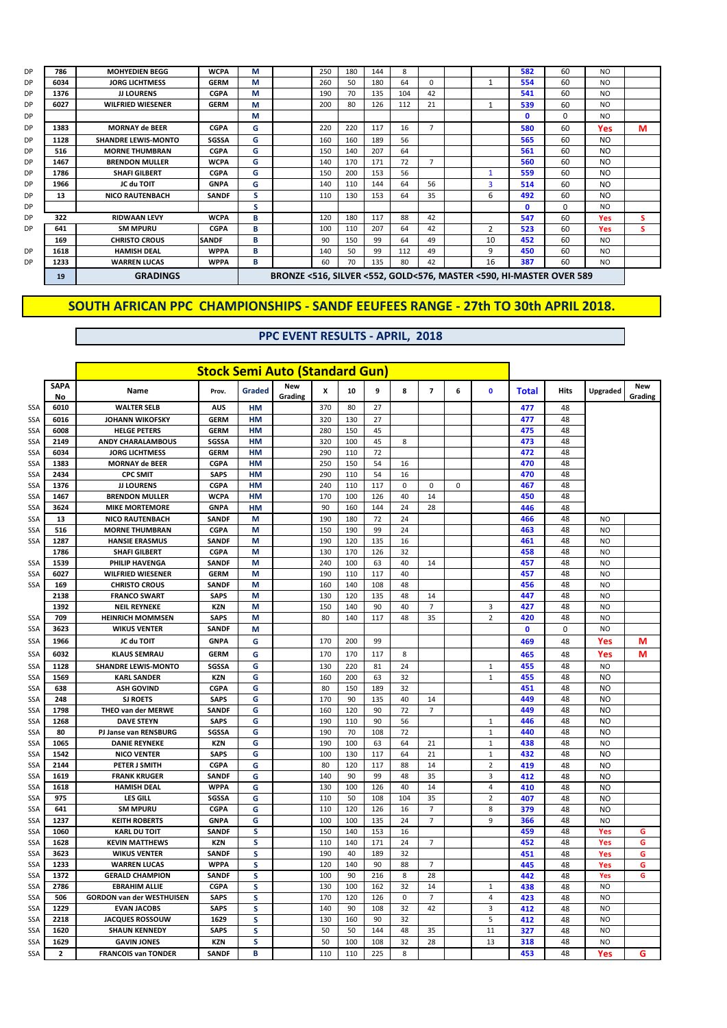| | SAPA No | Name | Prov. | Graded | New Grading | X | 10 | 9 | 8 | 7 | 6 | 0 | Total | Hits | Upgraded | New Grading |
|---|---|---|---|---|---|---|---|---|---|---|---|---|---|---|---|---|
| DP | 786 | MOHYEDIEN BEGG | WCPA | M | | 250 | 180 | 144 | 8 | | | | 582 | 60 | NO | |
| DP | 6034 | JORG LICHTMESS | GERM | M | | 260 | 50 | 180 | 64 | 0 | | 1 | 554 | 60 | NO | |
| DP | 1376 | JJ LOURENS | CGPA | M | | 190 | 70 | 135 | 104 | 42 | | | 541 | 60 | NO | |
| DP | 6027 | WILFRIED WIESENER | GERM | M | | 200 | 80 | 126 | 112 | 21 | | 1 | 539 | 60 | NO | |
| DP | | | | M | | | | | | | | | 0 | 0 | NO | |
| DP | 1383 | MORNAY de BEER | CGPA | G | | 220 | 220 | 117 | 16 | 7 | | | 580 | 60 | Yes | M |
| DP | 1128 | SHANDRE LEWIS-MONTO | SGSSA | G | | 160 | 160 | 189 | 56 | | | | 565 | 60 | NO | |
| DP | 516 | MORNE THUMBRAN | CGPA | G | | 150 | 140 | 207 | 64 | | | | 561 | 60 | NO | |
| DP | 1467 | BRENDON MULLER | WCPA | G | | 140 | 170 | 171 | 72 | 7 | | | 560 | 60 | NO | |
| DP | 1786 | SHAFI GILBERT | CGPA | G | | 150 | 200 | 153 | 56 | | | 1 | 559 | 60 | NO | |
| DP | 1966 | JC du TOIT | GNPA | G | | 140 | 110 | 144 | 64 | 56 | | 3 | 514 | 60 | NO | |
| DP | 13 | NICO RAUTENBACH | SANDF | S | | 110 | 130 | 153 | 64 | 35 | | 6 | 492 | 60 | NO | |
| DP | | | | S | | | | | | | | | 0 | 0 | NO | |
| DP | 322 | RIDWAAN LEVY | WCPA | B | | 120 | 180 | 117 | 88 | 42 | | | 547 | 60 | Yes | S |
| DP | 641 | SM MPURU | CGPA | B | | 100 | 110 | 207 | 64 | 42 | | 2 | 523 | 60 | Yes | S |
| | 169 | CHRISTO CROUS | SANDF | B | | 90 | 150 | 99 | 64 | 49 | | 10 | 452 | 60 | NO | |
| DP | 1618 | HAMISH DEAL | WPPA | B | | 140 | 50 | 99 | 112 | 49 | | 9 | 450 | 60 | NO | |
| DP | 1233 | WARREN LUCAS | WPPA | B | | 60 | 70 | 135 | 80 | 42 | | 16 | 387 | 60 | NO | |
| | 19 | GRADINGS | | | BRONZE <516, SILVER <552, GOLD<576, MASTER <590, HI-MASTER OVER 589 | | | | | | | | | | | |

# SOUTH AFRICAN PPC CHAMPIONSHIPS - SANDF EEUFEES RANGE - 27th TO 30th APRIL 2018.

## PPC EVENT RESULTS - APRIL, 2018

### Stock Semi Auto (Standard Gun)

| | SAPA No | Name | Prov. | Graded | New Grading | X | 10 | 9 | 8 | 7 | 6 | 0 | Total | Hits | Upgraded | New Grading |
|---|---|---|---|---|---|---|---|---|---|---|---|---|---|---|---|---|
| SSA | 6010 | WALTER SELB | AUS | HM | | 370 | 80 | 27 | | | | | 477 | 48 | | |
| SSA | 6016 | JOHANN WIKOFSKY | GERM | HM | | 320 | 130 | 27 | | | | | 477 | 48 | | |
| SSA | 6008 | HELGE PETERS | GERM | HM | | 280 | 150 | 45 | | | | | 475 | 48 | | |
| SSA | 2149 | ANDY CHARALAMBOUS | SGSSA | HM | | 320 | 100 | 45 | 8 | | | | 473 | 48 | | |
| SSA | 6034 | JORG LICHTMESS | GERM | HM | | 290 | 110 | 72 | | | | | 472 | 48 | | |
| SSA | 1383 | MORNAY de BEER | CGPA | HM | | 250 | 150 | 54 | 16 | | | | 470 | 48 | | |
| SSA | 2434 | CPC SMIT | SAPS | HM | | 290 | 110 | 54 | 16 | | | | 470 | 48 | | |
| SSA | 1376 | JJ LOURENS | CGPA | HM | | 240 | 110 | 117 | 0 | 0 | 0 | | 467 | 48 | | |
| SSA | 1467 | BRENDON MULLER | WCPA | HM | | 170 | 100 | 126 | 40 | 14 | | | 450 | 48 | | |
| SSA | 3624 | MIKE MORTEMORE | GNPA | HM | | 90 | 160 | 144 | 24 | 28 | | | 446 | 48 | | |
| SSA | 13 | NICO RAUTENBACH | SANDF | M | | 190 | 180 | 72 | 24 | | | | 466 | 48 | NO | |
| SSA | 516 | MORNE THUMBRAN | CGPA | M | | 150 | 190 | 99 | 24 | | | | 463 | 48 | NO | |
| SSA | 1287 | HANSIE ERASMUS | SANDF | M | | 190 | 120 | 135 | 16 | | | | 461 | 48 | NO | |
| | 1786 | SHAFI GILBERT | CGPA | M | | 130 | 170 | 126 | 32 | | | | 458 | 48 | NO | |
| SSA | 1539 | PHILIP HAVENGA | SANDF | M | | 240 | 100 | 63 | 40 | 14 | | | 457 | 48 | NO | |
| SSA | 6027 | WILFRIED WIESENER | GERM | M | | 190 | 110 | 117 | 40 | | | | 457 | 48 | NO | |
| SSA | 169 | CHRISTO CROUS | SANDF | M | | 160 | 140 | 108 | 48 | | | | 456 | 48 | NO | |
| | 2138 | FRANCO SWART | SAPS | M | | 130 | 120 | 135 | 48 | 14 | | | 447 | 48 | NO | |
| | 1392 | NEIL REYNEKE | KZN | M | | 150 | 140 | 90 | 40 | 7 | | 3 | 427 | 48 | NO | |
| SSA | 709 | HEINRICH MOMMSEN | SAPS | M | | 80 | 140 | 117 | 48 | 35 | | 2 | 420 | 48 | NO | |
| SSA | 3623 | WIKUS VENTER | SANDF | M | | | | | | | | | 0 | 0 | NO | |
| SSA | 1966 | JC du TOIT | GNPA | G | | 170 | 200 | 99 | | | | | 469 | 48 | Yes | M |
| SSA | 6032 | KLAUS SEMRAU | GERM | G | | 170 | 170 | 117 | 8 | | | | 465 | 48 | Yes | M |
| SSA | 1128 | SHANDRE LEWIS-MONTO | SGSSA | G | | 130 | 220 | 81 | 24 | | | 1 | 455 | 48 | NO | |
| SSA | 1569 | KARL SANDER | KZN | G | | 160 | 200 | 63 | 32 | | | 1 | 455 | 48 | NO | |
| SSA | 638 | ASH GOVIND | CGPA | G | | 80 | 150 | 189 | 32 | | | | 451 | 48 | NO | |
| SSA | 248 | SJ ROETS | SAPS | G | | 170 | 90 | 135 | 40 | 14 | | | 449 | 48 | NO | |
| SSA | 1798 | THEO van der MERWE | SANDF | G | | 160 | 120 | 90 | 72 | 7 | | | 449 | 48 | NO | |
| SSA | 1268 | DAVE STEYN | SAPS | G | | 190 | 110 | 90 | 56 | | | 1 | 446 | 48 | NO | |
| SSA | 80 | PJ Janse van RENSBURG | SGSSA | G | | 190 | 70 | 108 | 72 | | | 1 | 440 | 48 | NO | |
| SSA | 1065 | DANIE REYNEKE | KZN | G | | 190 | 100 | 63 | 64 | 21 | | 1 | 438 | 48 | NO | |
| SSA | 1542 | NICO VENTER | SAPS | G | | 100 | 130 | 117 | 64 | 21 | | 1 | 432 | 48 | NO | |
| SSA | 2144 | PETER J SMITH | CGPA | G | | 80 | 120 | 117 | 88 | 14 | | 2 | 419 | 48 | NO | |
| SSA | 1619 | FRANK KRUGER | SANDF | G | | 140 | 90 | 99 | 48 | 35 | | 3 | 412 | 48 | NO | |
| SSA | 1618 | HAMISH DEAL | WPPA | G | | 130 | 100 | 126 | 40 | 14 | | 4 | 410 | 48 | NO | |
| SSA | 975 | LES GILL | SGSSA | G | | 110 | 50 | 108 | 104 | 35 | | 2 | 407 | 48 | NO | |
| SSA | 641 | SM MPURU | CGPA | G | | 110 | 120 | 126 | 16 | 7 | | 8 | 379 | 48 | NO | |
| SSA | 1237 | KEITH ROBERTS | GNPA | G | | 100 | 100 | 135 | 24 | 7 | | 9 | 366 | 48 | NO | |
| SSA | 1060 | KARL DU TOIT | SANDF | S | | 150 | 140 | 153 | 16 | | | | 459 | 48 | Yes | G |
| SSA | 1628 | KEVIN MATTHEWS | KZN | S | | 110 | 140 | 171 | 24 | 7 | | | 452 | 48 | Yes | G |
| SSA | 3623 | WIKUS VENTER | SANDF | S | | 190 | 40 | 189 | 32 | | | | 451 | 48 | Yes | G |
| SSA | 1233 | WARREN LUCAS | WPPA | S | | 120 | 140 | 90 | 88 | | | | 445 | 48 | Yes | G |
| SSA | 1372 | GERALD CHAMPION | SANDF | S | | 100 | 90 | 216 | 8 | 28 | | | 442 | 48 | Yes | G |
| SSA | 2786 | EBRAHIM ALLIE | CGPA | S | | 130 | 100 | 162 | 32 | 14 | | 1 | 438 | 48 | NO | |
| SSA | 506 | GORDON van der WESTHUISEN | SAPS | S | | 170 | 120 | 126 | 0 | 7 | | 4 | 423 | 48 | NO | |
| SSA | 1229 | EVAN JACOBS | SAPS | S | | 140 | 90 | 108 | 32 | 42 | | 3 | 412 | 48 | NO | |
| SSA | 2218 | JACQUES ROSSOUW | 1629 | S | | 130 | 160 | 90 | 32 | | | 5 | 412 | 48 | NO | |
| SSA | 1620 | SHAUN KENNEDY | SAPS | S | | 50 | 50 | 144 | 48 | 35 | | 11 | 327 | 48 | NO | |
| SSA | 1629 | GAVIN JONES | KZN | S | | 50 | 100 | 108 | 32 | 28 | | 13 | 318 | 48 | NO | |
| SSA | 2 | FRANCOIS van TONDER | SANDF | B | | 110 | 110 | 225 | 8 | | | | 453 | 48 | Yes | G |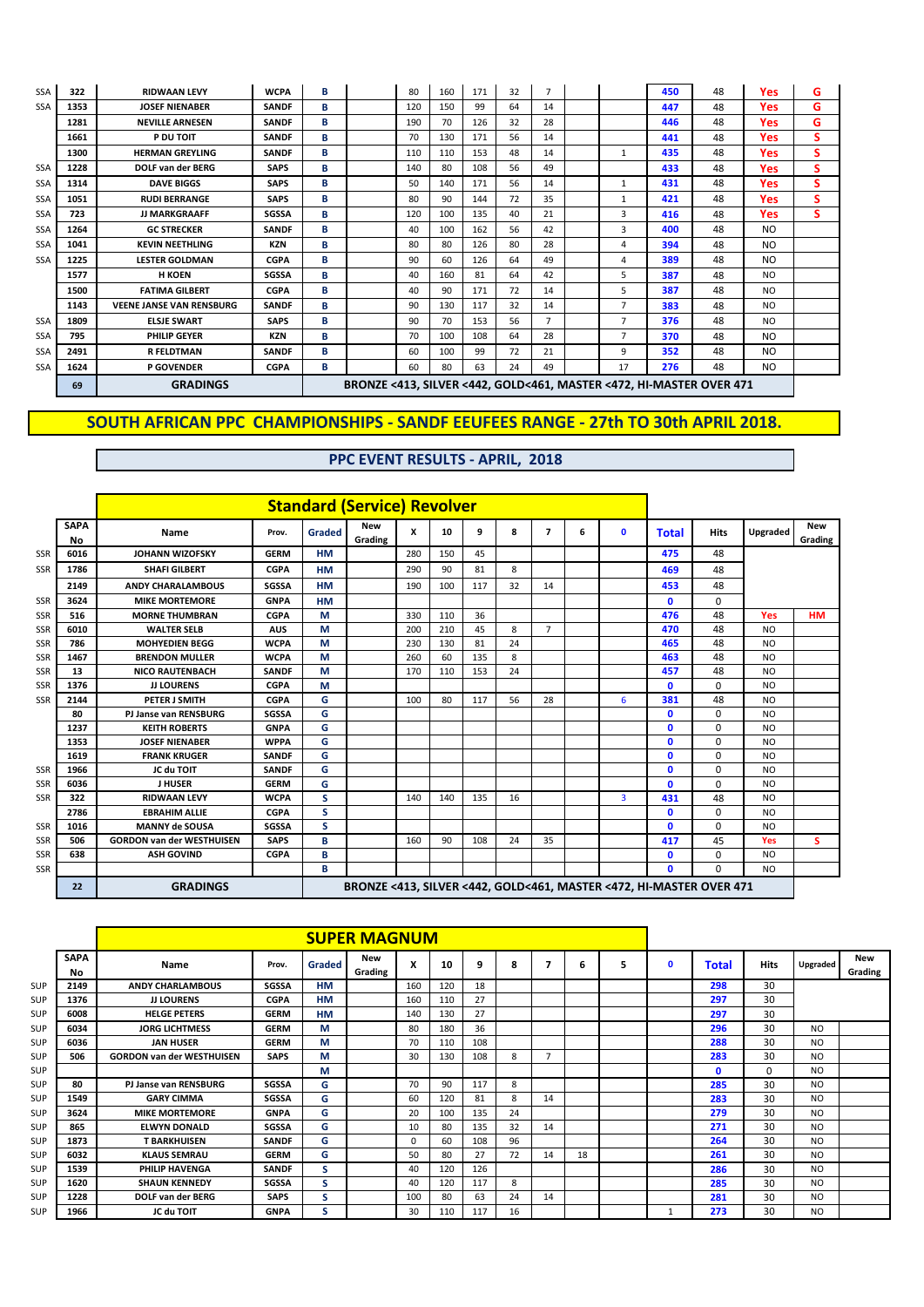| | | | | | | X | 10 | 9 | 8 | 7 | 6 | 0 | Total | Hits | Upgraded | New Grading |
|---|---|---|---|---|---|---|---|---|---|---|---|---|---|---|---|---|
| SSA | 322 | RIDWAAN LEVY | WCPA | B | | 80 | 160 | 171 | 32 | 7 | | | 450 | 48 | Yes | G |
| SSA | 1353 | JOSEF NIENABER | SANDF | B | | 120 | 150 | 99 | 64 | 14 | | | 447 | 48 | Yes | G |
| | 1281 | NEVILLE ARNESEN | SANDF | B | | 190 | 70 | 126 | 32 | 28 | | | 446 | 48 | Yes | G |
| | 1661 | P DU TOIT | SANDF | B | | 70 | 130 | 171 | 56 | 14 | | | 441 | 48 | Yes | S |
| | 1300 | HERMAN GREYLING | SANDF | B | | 110 | 110 | 153 | 48 | 14 | | 1 | 435 | 48 | Yes | S |
| SSA | 1228 | DOLF van der BERG | SAPS | B | | 140 | 80 | 108 | 56 | 49 | | | 433 | 48 | Yes | S |
| SSA | 1314 | DAVE BIGGS | SAPS | B | | 50 | 140 | 171 | 56 | 14 | | 1 | 431 | 48 | Yes | S |
| SSA | 1051 | RUDI BERRANGE | SAPS | B | | 80 | 90 | 144 | 72 | 35 | | 1 | 421 | 48 | Yes | S |
| SSA | 723 | JJ MARKGRAAFF | SGSSA | B | | 120 | 100 | 135 | 40 | 21 | | 3 | 416 | 48 | Yes | S |
| SSA | 1264 | GC STRECKER | SANDF | B | | 40 | 100 | 162 | 56 | 42 | | 3 | 400 | 48 | NO | |
| SSA | 1041 | KEVIN NEETHLING | KZN | B | | 80 | 80 | 126 | 80 | 28 | | 4 | 394 | 48 | NO | |
| SSA | 1225 | LESTER GOLDMAN | CGPA | B | | 90 | 60 | 126 | 64 | 49 | | 4 | 389 | 48 | NO | |
| | 1577 | H KOEN | SGSSA | B | | 40 | 160 | 81 | 64 | 42 | | 5 | 387 | 48 | NO | |
| | 1500 | FATIMA GILBERT | CGPA | B | | 40 | 90 | 171 | 72 | 14 | | 5 | 387 | 48 | NO | |
| | 1143 | VEENE JANSE VAN RENSBURG | SANDF | B | | 90 | 130 | 117 | 32 | 14 | | 7 | 383 | 48 | NO | |
| SSA | 1809 | ELSJE SWART | SAPS | B | | 90 | 70 | 153 | 56 | 7 | | 7 | 376 | 48 | NO | |
| SSA | 795 | PHILIP GEYER | KZN | B | | 70 | 100 | 108 | 64 | 28 | | 7 | 370 | 48 | NO | |
| SSA | 2491 | R FELDTMAN | SANDF | B | | 60 | 100 | 99 | 72 | 21 | | 9 | 352 | 48 | NO | |
| SSA | 1624 | P GOVENDER | CGPA | B | | 60 | 80 | 63 | 24 | 49 | | 17 | 276 | 48 | NO | |
| | 69 | GRADINGS | | | BRONZE <413, SILVER <442, GOLD<461, MASTER <472, HI-MASTER OVER 471 | | | | | | | | | | | |

# SOUTH AFRICAN PPC CHAMPIONSHIPS - SANDF EEUFEES RANGE - 27th TO 30th APRIL 2018.

## PPC EVENT RESULTS - APRIL, 2018

### Standard (Service) Revolver

| | SAPA No | Name | Prov. | Graded | New Grading | X | 10 | 9 | 8 | 7 | 6 | 0 | Total | Hits | Upgraded | New Grading |
|---|---|---|---|---|---|---|---|---|---|---|---|---|---|---|---|---|
| SSR | 6016 | JOHANN WIZOFSKY | GERM | HM | | 280 | 150 | 45 | | | | | 475 | 48 | | |
| SSR | 1786 | SHAFI GILBERT | CGPA | HM | | 290 | 90 | 81 | 8 | | | | 469 | 48 | | |
| | 2149 | ANDY CHARALAMBOUS | SGSSA | HM | | 190 | 100 | 117 | 32 | 14 | | | 453 | 48 | | |
| SSR | 3624 | MIKE MORTEMORE | GNPA | HM | | | | | | | | | 0 | 0 | | |
| SSR | 516 | MORNE THUMBRAN | CGPA | M | | 330 | 110 | 36 | | | | | 476 | 48 | Yes | HM |
| SSR | 6010 | WALTER SELB | AUS | M | | 200 | 210 | 45 | 8 | 7 | | | 470 | 48 | NO | |
| SSR | 786 | MOHYEDIEN BEGG | WCPA | M | | 230 | 130 | 81 | 24 | | | | 465 | 48 | NO | |
| SSR | 1467 | BRENDON MULLER | WCPA | M | | 260 | 60 | 135 | 8 | | | | 463 | 48 | NO | |
| SSR | 13 | NICO RAUTENBACH | SANDF | M | | 170 | 110 | 153 | 24 | | | | 457 | 48 | NO | |
| SSR | 1376 | JJ LOURENS | CGPA | M | | | | | | | | | 0 | 0 | NO | |
| SSR | 2144 | PETER J SMITH | CGPA | G | | 100 | 80 | 117 | 56 | 28 | | 6 | 381 | 48 | NO | |
| | 80 | PJ Janse van RENSBURG | SGSSA | G | | | | | | | | | 0 | 0 | NO | |
| | 1237 | KEITH ROBERTS | GNPA | G | | | | | | | | | 0 | 0 | NO | |
| | 1353 | JOSEF NIENABER | WPPA | G | | | | | | | | | 0 | 0 | NO | |
| | 1619 | FRANK KRUGER | SANDF | G | | | | | | | | | 0 | 0 | NO | |
| SSR | 1966 | JC du TOIT | SANDF | G | | | | | | | | | 0 | 0 | NO | |
| SSR | 6036 | J HUSER | GERM | G | | | | | | | | | 0 | 0 | NO | |
| SSR | 322 | RIDWAAN LEVY | WCPA | S | | 140 | 140 | 135 | 16 | | | 3 | 431 | 48 | NO | |
| | 2786 | EBRAHIM ALLIE | CGPA | S | | | | | | | | | 0 | 0 | NO | |
| SSR | 1016 | MANNY de SOUSA | SGSSA | S | | | | | | | | | 0 | 0 | NO | |
| SSR | 506 | GORDON van der WESTHUISEN | SAPS | B | | 160 | 90 | 108 | 24 | 35 | | | 417 | 45 | Yes | S |
| SSR | 638 | ASH GOVIND | CGPA | B | | | | | | | | | 0 | 0 | NO | |
| SSR | | | | B | | | | | | | | | 0 | 0 | NO | |
| | 22 | GRADINGS | | | BRONZE <413, SILVER <442, GOLD<461, MASTER <472, HI-MASTER OVER 471 | | | | | | | | | | | |

### SUPER MAGNUM

| | SAPA No | Name | Prov. | Graded | New Grading | X | 10 | 9 | 8 | 7 | 6 | 5 | 0 | Total | Hits | Upgraded | New Grading |
|---|---|---|---|---|---|---|---|---|---|---|---|---|---|---|---|---|---|
| SUP | 2149 | ANDY CHARLAMBOUS | SGSSA | HM | | 160 | 120 | 18 | | | | | | 298 | 30 | | |
| SUP | 1376 | JJ LOURENS | CGPA | HM | | 160 | 110 | 27 | | | | | | 297 | 30 | | |
| SUP | 6008 | HELGE PETERS | GERM | HM | | 140 | 130 | 27 | | | | | | 297 | 30 | | |
| SUP | 6034 | JORG LICHTMESS | GERM | M | | 80 | 180 | 36 | | | | | | 296 | 30 | NO | |
| SUP | 6036 | JAN HUSER | GERM | M | | 70 | 110 | 108 | | | | | | 288 | 30 | NO | |
| SUP | 506 | GORDON van der WESTHUISEN | SAPS | M | | 30 | 130 | 108 | 8 | 7 | | | | 283 | 30 | NO | |
| SUP | | | | M | | | | | | | | | | 0 | 0 | NO | |
| SUP | 80 | PJ Janse van RENSBURG | SGSSA | G | | 70 | 90 | 117 | 8 | | | | | 285 | 30 | NO | |
| SUP | 1549 | GARY CIMMA | SGSSA | G | | 60 | 120 | 81 | 8 | 14 | | | | 283 | 30 | NO | |
| SUP | 3624 | MIKE MORTEMORE | GNPA | G | | 20 | 100 | 135 | 24 | | | | | 279 | 30 | NO | |
| SUP | 865 | ELWYN DONALD | SGSSA | G | | 10 | 80 | 135 | 32 | 14 | | | | 271 | 30 | NO | |
| SUP | 1873 | T BARKHUISEN | SANDF | G | | 0 | 60 | 108 | 96 | | | | | 264 | 30 | NO | |
| SUP | 6032 | KLAUS SEMRAU | GERM | G | | 50 | 80 | 27 | 72 | 14 | 18 | | | 261 | 30 | NO | |
| SUP | 1539 | PHILIP HAVENGA | SANDF | S | | 40 | 120 | 126 | | | | | | 286 | 30 | NO | |
| SUP | 1620 | SHAUN KENNEDY | SGSSA | S | | 40 | 120 | 117 | 8 | | | | | 285 | 30 | NO | |
| SUP | 1228 | DOLF van der BERG | SAPS | S | | 100 | 80 | 63 | 24 | 14 | | | | 281 | 30 | NO | |
| SUP | 1966 | JC du TOIT | GNPA | S | | 30 | 110 | 117 | 16 | | | | 1 | 273 | 30 | NO | |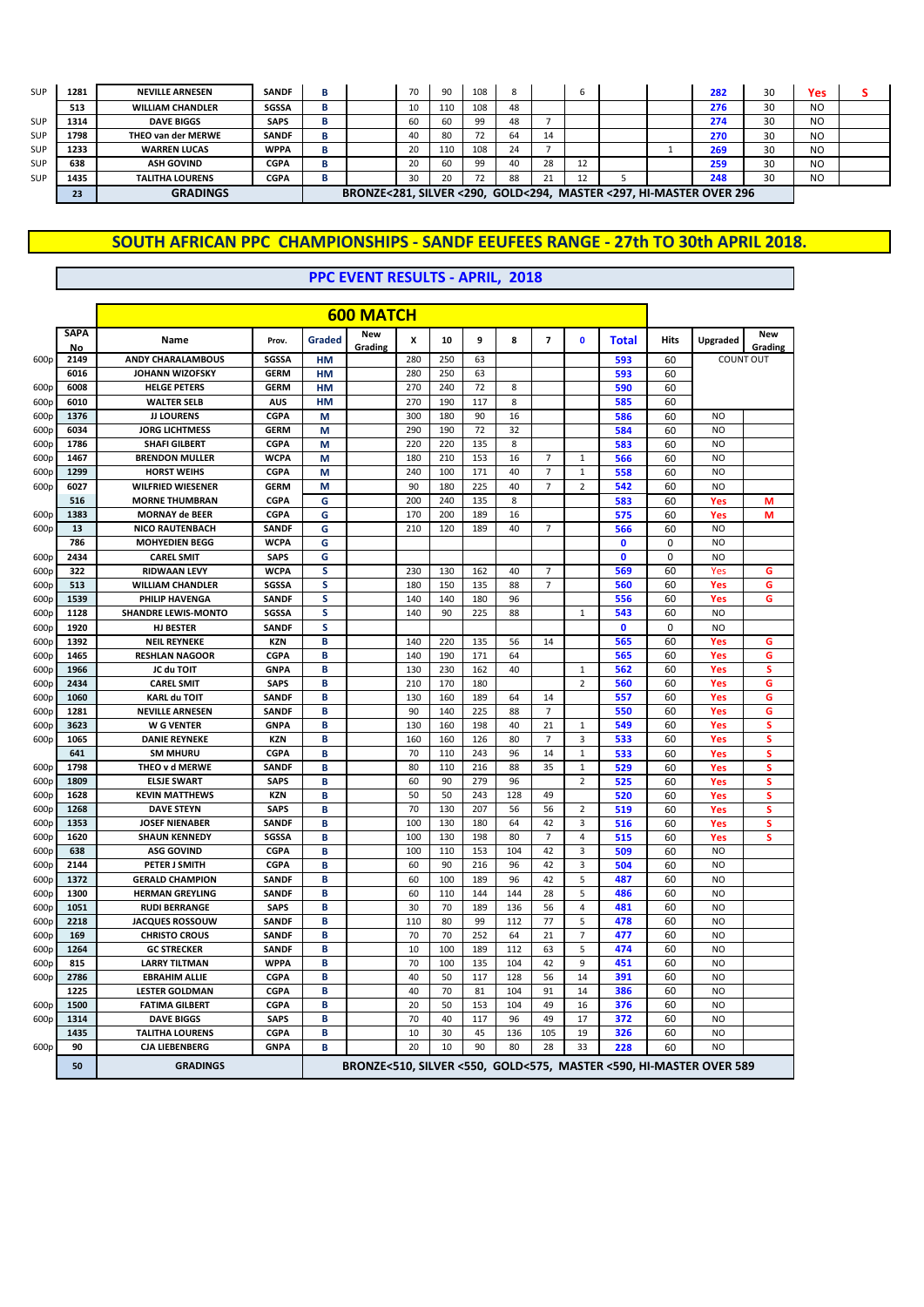| | | | | | | | | | | | | | | | | | |
|---|---|---|---|---|---|---|---|---|---|---|---|---|---|---|---|---|---|
| SUP | 1281 | NEVILLE ARNESEN | SANDF | B | | 70 | 90 | 108 | 8 | | 6 | | | 282 | 30 | Yes | S |
| | 513 | WILLIAM CHANDLER | SGSSA | B | | 10 | 110 | 108 | 48 | | | | | 276 | 30 | NO | |
| SUP | 1314 | DAVE BIGGS | SAPS | B | | 60 | 60 | 99 | 48 | 7 | | | | 274 | 30 | NO | |
| SUP | 1798 | THEO van der MERWE | SANDF | B | | 40 | 80 | 72 | 64 | 14 | | | | 270 | 30 | NO | |
| SUP | 1233 | WARREN LUCAS | WPPA | B | | 20 | 110 | 108 | 24 | 7 | | | 1 | 269 | 30 | NO | |
| SUP | 638 | ASH GOVIND | CGPA | B | | 20 | 60 | 99 | 40 | 28 | 12 | | | 259 | 30 | NO | |
| SUP | 1435 | TALITHA LOURENS | CGPA | B | | 30 | 20 | 72 | 88 | 21 | 12 | 5 | | 248 | 30 | NO | |
| | 23 | GRADINGS | | | BRONZE<281, SILVER <290, GOLD<294, MASTER <297, HI-MASTER OVER 296 | | | | | | | | | | | | |

# SOUTH AFRICAN PPC CHAMPIONSHIPS - SANDF EEUFEES RANGE - 27th TO 30th APRIL 2018.

## PPC EVENT RESULTS - APRIL, 2018

### 600 MATCH

| | SAPA No | Name | Prov. | Graded | New Grading | X | 10 | 9 | 8 | 7 | 0 | Total | Hits | Upgraded | New Grading |
|---|---|---|---|---|---|---|---|---|---|---|---|---|---|---|---|
| 600p | 2149 | ANDY CHARALAMBOUS | SGSSA | HM | | 280 | 250 | 63 | | | | 593 | 60 | COUNT OUT | |
| | 6016 | JOHANN WIZOFSKY | GERM | HM | | 280 | 250 | 63 | | | | 593 | 60 | | |
| 600p | 6008 | HELGE PETERS | GERM | HM | | 270 | 240 | 72 | 8 | | | 590 | 60 | | |
| 600p | 6010 | WALTER SELB | AUS | HM | | 270 | 190 | 117 | 8 | | | 585 | 60 | | |
| 600p | 1376 | JJ LOURENS | CGPA | M | | 300 | 180 | 90 | 16 | | | 586 | 60 | NO | |
| 600p | 6034 | JORG LICHTMESS | GERM | M | | 290 | 190 | 72 | 32 | | | 584 | 60 | NO | |
| 600p | 1786 | SHAFI GILBERT | CGPA | M | | 220 | 220 | 135 | 8 | | | 583 | 60 | NO | |
| 600p | 1467 | BRENDON MULLER | WCPA | M | | 180 | 210 | 153 | 16 | 7 | 1 | 566 | 60 | NO | |
| 600p | 1299 | HORST WEIHS | CGPA | M | | 240 | 100 | 171 | 40 | 7 | 1 | 558 | 60 | NO | |
| 600p | 6027 | WILFRIED WIESENER | GERM | M | | 90 | 180 | 225 | 40 | 7 | 2 | 542 | 60 | NO | |
| | 516 | MORNE THUMBRAN | CGPA | G | | 200 | 240 | 135 | 8 | | | 583 | 60 | Yes | M |
| 600p | 1383 | MORNAY de BEER | CGPA | G | | 170 | 200 | 189 | 16 | | | 575 | 60 | Yes | M |
| 600p | 13 | NICO RAUTENBACH | SANDF | G | | 210 | 120 | 189 | 40 | 7 | | 566 | 60 | NO | |
| | 786 | MOHYEDIEN BEGG | WCPA | G | | | | | | | | 0 | 0 | NO | |
| 600p | 2434 | CAREL SMIT | SAPS | G | | | | | | | | 0 | 0 | NO | |
| 600p | 322 | RIDWAAN LEVY | WCPA | S | | 230 | 130 | 162 | 40 | 7 | | 569 | 60 | Yes | G |
| 600p | 513 | WILLIAM CHANDLER | SGSSA | S | | 180 | 150 | 135 | 88 | 7 | | 560 | 60 | Yes | G |
| 600p | 1539 | PHILIP HAVENGA | SANDF | S | | 140 | 140 | 180 | 96 | | | 556 | 60 | Yes | G |
| 600p | 1128 | SHANDRE LEWIS-MONTO | SGSSA | S | | 140 | 90 | 225 | 88 | | 1 | 543 | 60 | NO | |
| 600p | 1920 | HJ BESTER | SANDF | S | | | | | | | | 0 | 0 | NO | |
| 600p | 1392 | NEIL REYNEKE | KZN | B | | 140 | 220 | 135 | 56 | 14 | | 565 | 60 | Yes | G |
| 600p | 1465 | RESHLAN NAGOOR | CGPA | B | | 140 | 190 | 171 | 64 | | | 565 | 60 | Yes | G |
| 600p | 1966 | JC du TOIT | GNPA | B | | 130 | 230 | 162 | 40 | | 1 | 562 | 60 | Yes | S |
| 600p | 2434 | CAREL SMIT | SAPS | B | | 210 | 170 | 180 | | | 2 | 560 | 60 | Yes | G |
| 600p | 1060 | KARL du TOIT | SANDF | B | | 130 | 160 | 189 | 64 | 14 | | 557 | 60 | Yes | G |
| 600p | 1281 | NEVILLE ARNESEN | SANDF | B | | 90 | 140 | 225 | 88 | 7 | | 550 | 60 | Yes | G |
| 600p | 3623 | W G VENTER | GNPA | B | | 130 | 160 | 198 | 40 | 21 | 1 | 549 | 60 | Yes | S |
| 600p | 1065 | DANIE REYNEKE | KZN | B | | 160 | 160 | 126 | 80 | 7 | 3 | 533 | 60 | Yes | S |
| | 641 | SM MHURU | CGPA | B | | 70 | 110 | 243 | 96 | 14 | 1 | 533 | 60 | Yes | S |
| 600p | 1798 | THEO v d MERWE | SANDF | B | | 80 | 110 | 216 | 88 | 35 | 1 | 529 | 60 | Yes | S |
| 600p | 1809 | ELSJE SWART | SAPS | B | | 60 | 90 | 279 | 96 | | 2 | 525 | 60 | Yes | S |
| 600p | 1628 | KEVIN MATTHEWS | KZN | B | | 50 | 50 | 243 | 128 | 49 | | 520 | 60 | Yes | S |
| 600p | 1268 | DAVE STEYN | SAPS | B | | 70 | 130 | 207 | 56 | 56 | 2 | 519 | 60 | Yes | S |
| 600p | 1353 | JOSEF NIENABER | SANDF | B | | 100 | 130 | 180 | 64 | 42 | 3 | 516 | 60 | Yes | S |
| 600p | 1620 | SHAUN KENNEDY | SGSSA | B | | 100 | 130 | 198 | 80 | 7 | 4 | 515 | 60 | Yes | S |
| 600p | 638 | ASG GOVIND | CGPA | B | | 100 | 110 | 153 | 104 | 42 | 3 | 509 | 60 | NO | |
| 600p | 2144 | PETER J SMITH | CGPA | B | | 60 | 90 | 216 | 96 | 42 | 3 | 504 | 60 | NO | |
| 600p | 1372 | GERALD CHAMPION | SANDF | B | | 60 | 100 | 189 | 96 | 42 | 5 | 487 | 60 | NO | |
| 600p | 1300 | HERMAN GREYLING | SANDF | B | | 60 | 110 | 144 | 144 | 28 | 5 | 486 | 60 | NO | |
| 600p | 1051 | RUDI BERRANGE | SAPS | B | | 30 | 70 | 189 | 136 | 56 | 4 | 481 | 60 | NO | |
| 600p | 2218 | JACQUES ROSSOUW | SANDF | B | | 110 | 80 | 99 | 112 | 77 | 5 | 478 | 60 | NO | |
| 600p | 169 | CHRISTO CROUS | SANDF | B | | 70 | 70 | 252 | 64 | 21 | 7 | 477 | 60 | NO | |
| 600p | 1264 | GC STRECKER | SANDF | B | | 10 | 100 | 189 | 112 | 63 | 5 | 474 | 60 | NO | |
| 600p | 815 | LARRY TILTMAN | WPPA | B | | 70 | 100 | 135 | 104 | 42 | 9 | 451 | 60 | NO | |
| 600p | 2786 | EBRAHIM ALLIE | CGPA | B | | 40 | 50 | 117 | 128 | 56 | 14 | 391 | 60 | NO | |
| | 1225 | LESTER GOLDMAN | CGPA | B | | 40 | 70 | 81 | 104 | 91 | 14 | 386 | 60 | NO | |
| 600p | 1500 | FATIMA GILBERT | CGPA | B | | 20 | 50 | 153 | 104 | 49 | 16 | 376 | 60 | NO | |
| 600p | 1314 | DAVE BIGGS | SAPS | B | | 70 | 40 | 117 | 96 | 49 | 17 | 372 | 60 | NO | |
| | 1435 | TALITHA LOURENS | CGPA | B | | 10 | 30 | 45 | 136 | 105 | 19 | 326 | 60 | NO | |
| 600p | 90 | CJA LIEBENBERG | GNPA | B | | 20 | 10 | 90 | 80 | 28 | 33 | 228 | 60 | NO | |
| | 50 | GRADINGS | | | BRONZE<510, SILVER <550, GOLD<575, MASTER <590, HI-MASTER OVER 589 | | | | | | | | | | |